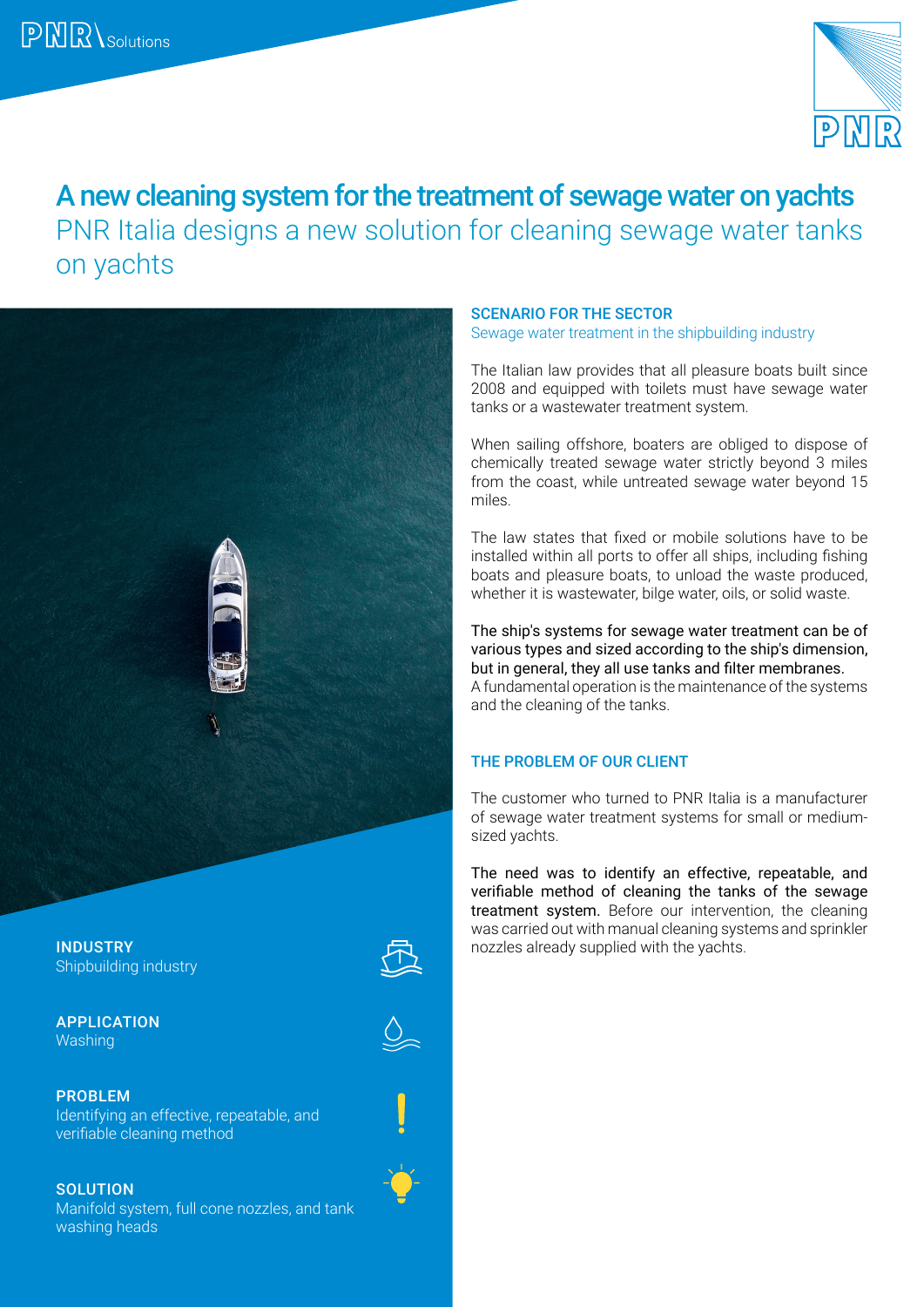PNR \Solutions

# A new cleaning system for the treatment of sewage water on yachts

## PNR Italia designs a new solution for cleaning sewage water tanks on yachts

**INDUSTRY**
Shipbuilding industry

**APPLICATION**
Washing

**PROBLEM**
Identifying an effective, repeatable, and verifiable cleaning method

**SOLUTION**
Manifold system, full cone nozzles, and tank washing heads

### SCENARIO FOR THE SECTOR

Sewage water treatment in the shipbuilding industry

The Italian law provides that all pleasure boats built since 2008 and equipped with toilets must have sewage water tanks or a wastewater treatment system.

When sailing offshore, boaters are obliged to dispose of chemically treated sewage water strictly beyond 3 miles from the coast, while untreated sewage water beyond 15 miles.

The law states that fixed or mobile solutions have to be installed within all ports to offer all ships, including fishing boats and pleasure boats, to unload the waste produced, whether it is wastewater, bilge water, oils, or solid waste.

The ship's systems for sewage water treatment can be of various types and sized according to the ship's dimension, but in general, they all use tanks and filter membranes.
A fundamental operation is the maintenance of the systems and the cleaning of the tanks.

### THE PROBLEM OF OUR CLIENT

The customer who turned to PNR Italia is a manufacturer of sewage water treatment systems for small or medium-sized yachts.

The need was to identify an effective, repeatable, and verifiable method of cleaning the tanks of the sewage treatment system. Before our intervention, the cleaning was carried out with manual cleaning systems and sprinkler nozzles already supplied with the yachts.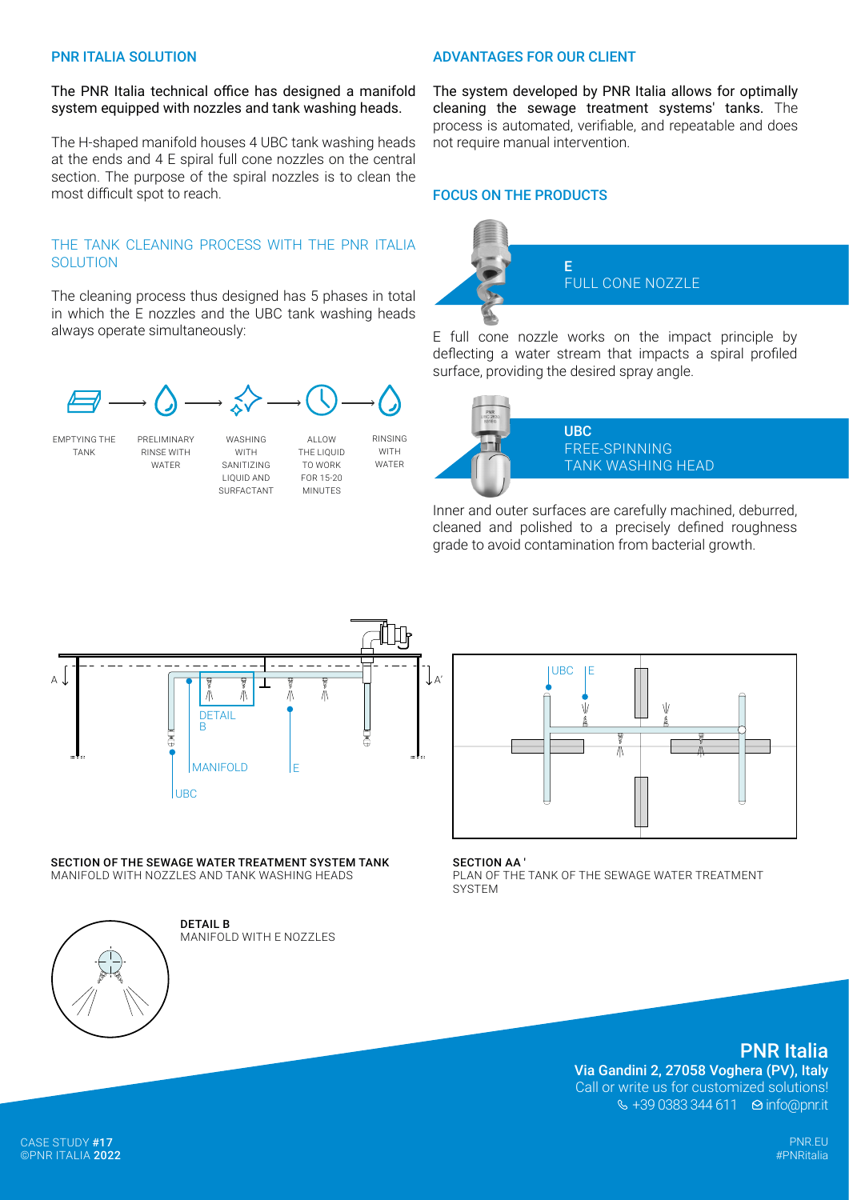## PNR ITALIA SOLUTION

The PNR Italia technical office has designed a manifold system equipped with nozzles and tank washing heads.

The H-shaped manifold houses 4 UBC tank washing heads at the ends and 4 E spiral full cone nozzles on the central section. The purpose of the spiral nozzles is to clean the most difficult spot to reach.

### THE TANK CLEANING PROCESS WITH THE PNR ITALIA SOLUTION

The cleaning process thus designed has 5 phases in total in which the E nozzles and the UBC tank washing heads always operate simultaneously:

EMPTYING THE TANK → PRELIMINARY RINSE WITH WATER → WASHING WITH SANITIZING LIQUID AND SURFACTANT → ALLOW THE LIQUID TO WORK FOR 15-20 MINUTES → RINSING WITH WATER

## ADVANTAGES FOR OUR CLIENT

The system developed by PNR Italia allows for optimally cleaning the sewage treatment systems' tanks. The process is automated, verifiable, and repeatable and does not require manual intervention.

## FOCUS ON THE PRODUCTS

**E**
FULL CONE NOZZLE

E full cone nozzle works on the impact principle by deflecting a water stream that impacts a spiral profiled surface, providing the desired spray angle.

**UBC**
FREE-SPINNING TANK WASHING HEAD

Inner and outer surfaces are carefully machined, deburred, cleaned and polished to a precisely defined roughness grade to avoid contamination from bacterial growth.

A
A'
DETAIL B
MANIFOLD
E
UBC

**SECTION OF THE SEWAGE WATER TREATMENT SYSTEM TANK**
MANIFOLD WITH NOZZLES AND TANK WASHING HEADS

UBC
E

**SECTION AA '**
PLAN OF THE TANK OF THE SEWAGE WATER TREATMENT SYSTEM

**DETAIL B**
MANIFOLD WITH E NOZZLES

**PNR Italia**
Via Gandini 2, 27058 Voghera (PV), Italy
Call or write us for customized solutions!
+39 0383 344 611 info@pnr.it

CASE STUDY #17
©PNR ITALIA 2022

PNR.EU
#PNRitalia